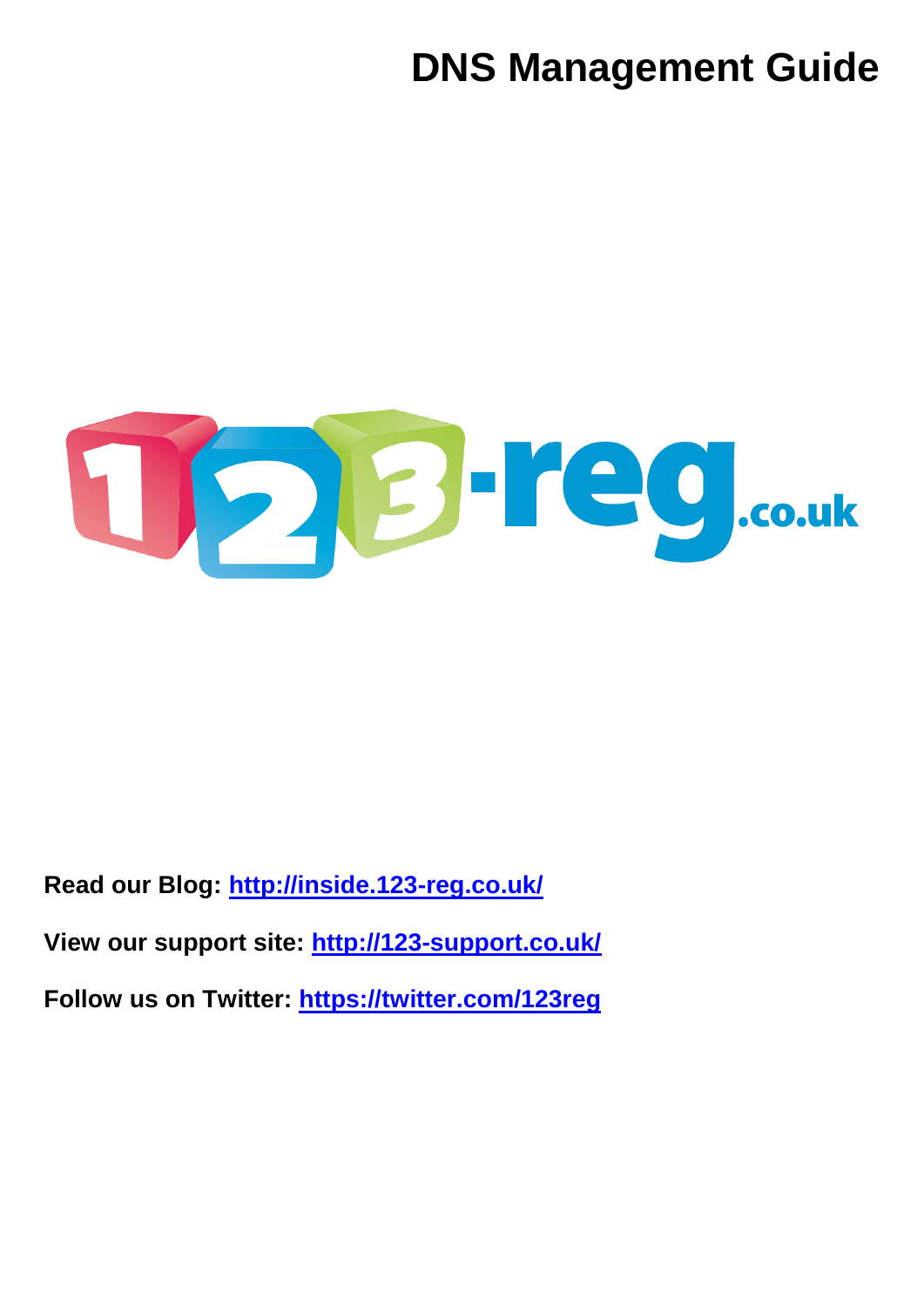# DNS Management Guide

**Read our Blog: [http://inside.123-reg.co.uk/](http://inside.123-reg.co.uk/)**

**View our support site: [http://123-support.co.uk/](http://123-support.co.uk/)**

**Follow us on Twitter: [https://twitter.com/123reg](https://twitter.com/123reg)**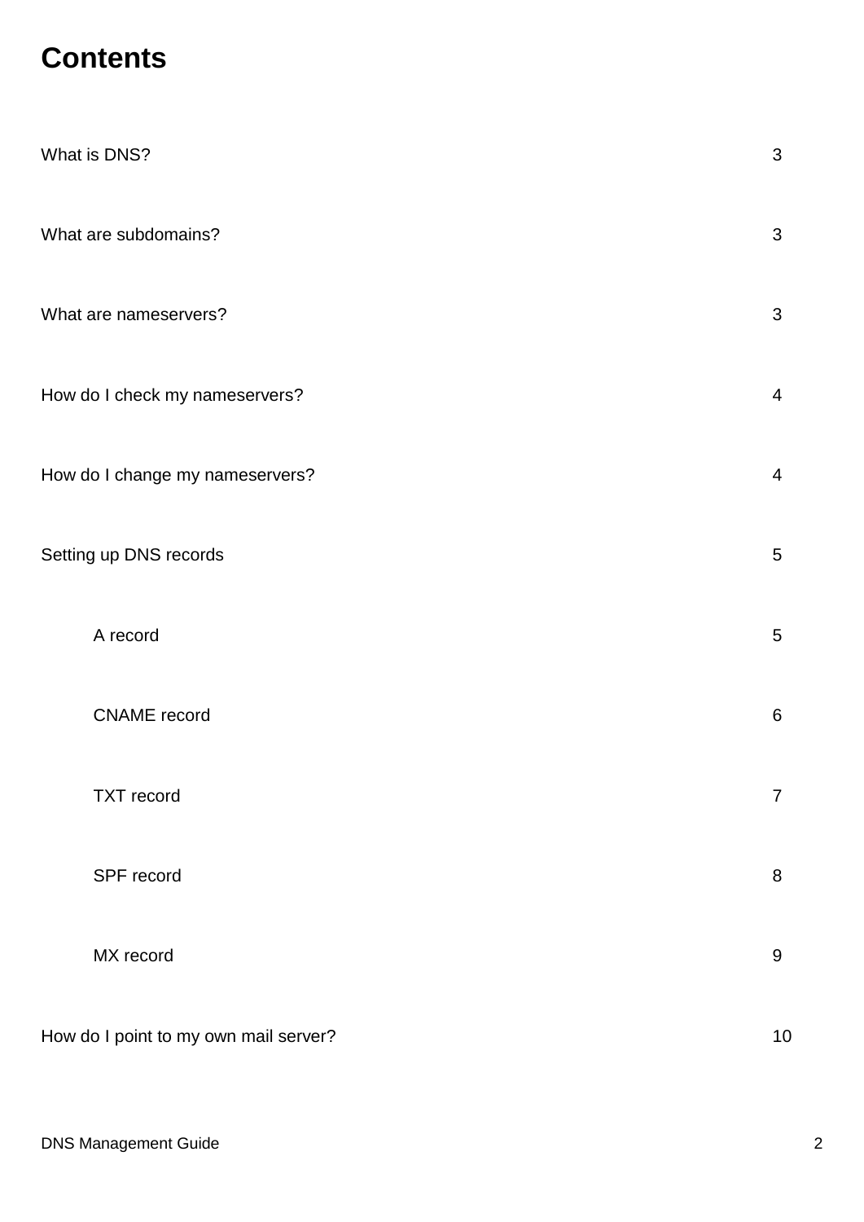# Contents

| | |
|---|---|
| What is DNS? | 3 |
| What are subdomains? | 3 |
| What are nameservers? | 3 |
| How do I check my nameservers? | 4 |
| How do I change my nameservers? | 4 |
| Setting up DNS records | 5 |
| &nbsp;&nbsp;&nbsp;&nbsp;A record | 5 |
| &nbsp;&nbsp;&nbsp;&nbsp;CNAME record | 6 |
| &nbsp;&nbsp;&nbsp;&nbsp;TXT record | 7 |
| &nbsp;&nbsp;&nbsp;&nbsp;SPF record | 8 |
| &nbsp;&nbsp;&nbsp;&nbsp;MX record | 9 |
| How do I point to my own mail server? | 10 |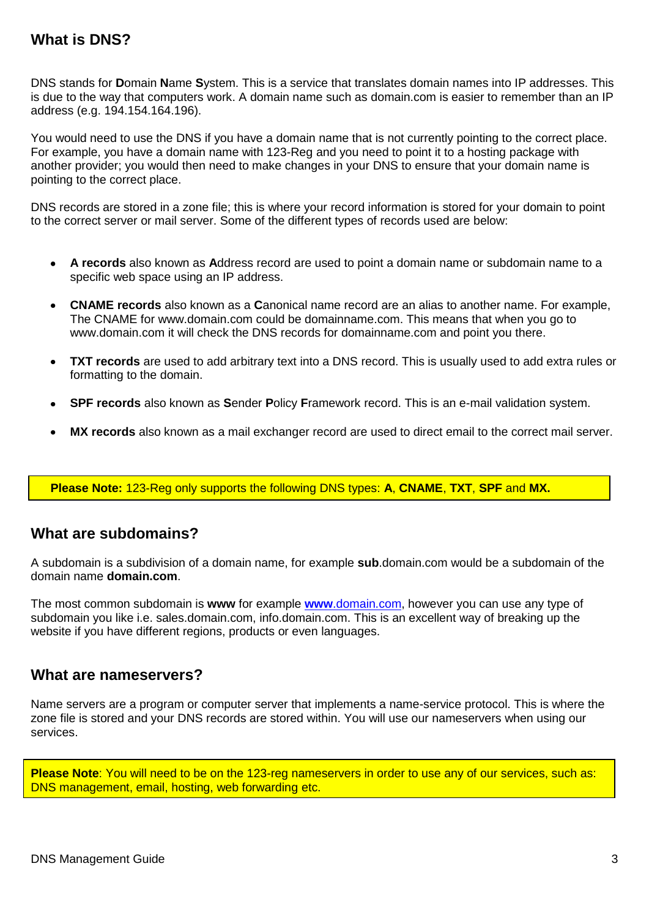## What is DNS?

DNS stands for **D**omain **N**ame **S**ystem. This is a service that translates domain names into IP addresses. This is due to the way that computers work. A domain name such as domain.com is easier to remember than an IP address (e.g. 194.154.164.196).

You would need to use the DNS if you have a domain name that is not currently pointing to the correct place. For example, you have a domain name with 123-Reg and you need to point it to a hosting package with another provider; you would then need to make changes in your DNS to ensure that your domain name is pointing to the correct place.

DNS records are stored in a zone file; this is where your record information is stored for your domain to point to the correct server or mail server. Some of the different types of records used are below:

- **A records** also known as **A**ddress record are used to point a domain name or subdomain name to a specific web space using an IP address.
- **CNAME records** also known as a **C**anonical name record are an alias to another name. For example, The CNAME for www.domain.com could be domainname.com. This means that when you go to www.domain.com it will check the DNS records for domainname.com and point you there.
- **TXT records** are used to add arbitrary text into a DNS record. This is usually used to add extra rules or formatting to the domain.
- **SPF records** also known as **S**ender **P**olicy **F**ramework record. This is an e-mail validation system.
- **MX records** also known as a mail exchanger record are used to direct email to the correct mail server.

> **Please Note:** 123-Reg only supports the following DNS types: **A**, **CNAME**, **TXT**, **SPF** and **MX.**

## What are subdomains?

A subdomain is a subdivision of a domain name, for example **sub**.domain.com would be a subdomain of the domain name **domain.com**.

The most common subdomain is **www** for example **www**.domain.com, however you can use any type of subdomain you like i.e. sales.domain.com, info.domain.com. This is an excellent way of breaking up the website if you have different regions, products or even languages.

## What are nameservers?

Name servers are a program or computer server that implements a name-service protocol. This is where the zone file is stored and your DNS records are stored within. You will use our nameservers when using our services.

> **Please Note**: You will need to be on the 123-reg nameservers in order to use any of our services, such as: DNS management, email, hosting, web forwarding etc.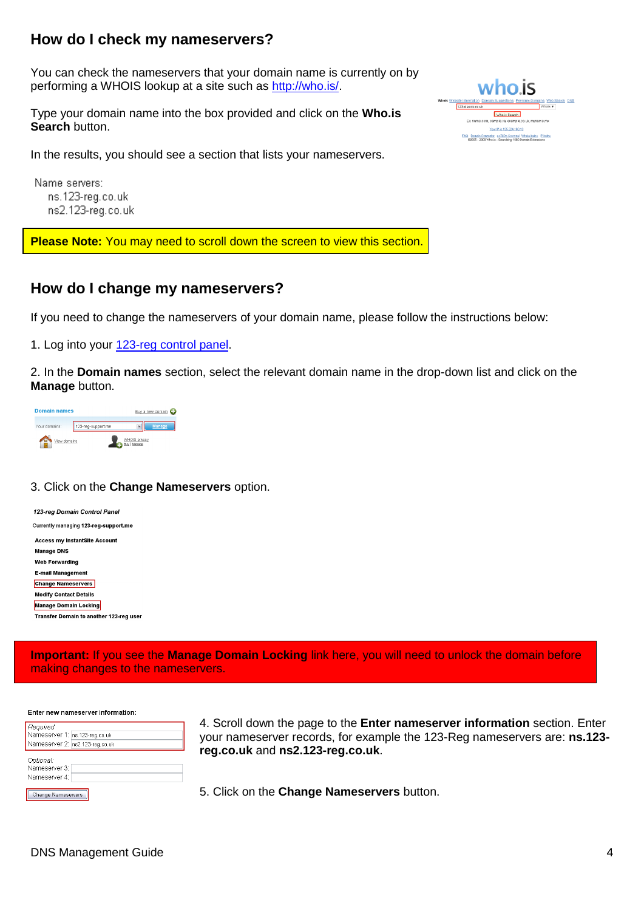## How do I check my nameservers?

You can check the nameservers that your domain name is currently on by performing a WHOIS lookup at a site such as http://who.is/.

Type your domain name into the box provided and click on the **Who.is Search** button.

In the results, you should see a section that lists your nameservers.

Name servers:
ns.123-reg.co.uk
ns2.123-reg.co.uk

**Please Note:** You may need to scroll down the screen to view this section.

## How do I change my nameservers?

If you need to change the nameservers of your domain name, please follow the instructions below:

1. Log into your 123-reg control panel.

2. In the **Domain names** section, select the relevant domain name in the drop-down list and click on the **Manage** button.

3. Click on the **Change Nameservers** option.

**Important:** If you see the **Manage Domain Locking** link here, you will need to unlock the domain before making changes to the nameservers.

4. Scroll down the page to the **Enter nameserver information** section. Enter your nameserver records, for example the 123-Reg nameservers are: **ns.123-reg.co.uk** and **ns2.123-reg.co.uk**.

5. Click on the **Change Nameservers** button.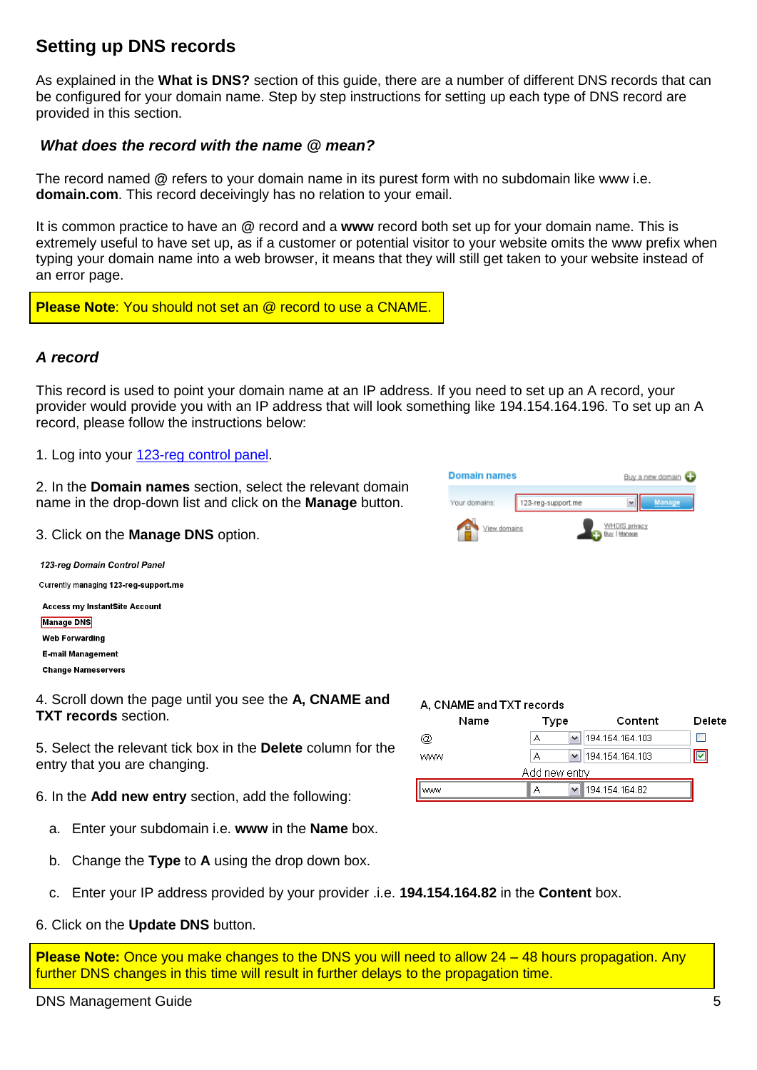## Setting up DNS records

As explained in the **What is DNS?** section of this guide, there are a number of different DNS records that can be configured for your domain name. Step by step instructions for setting up each type of DNS record are provided in this section.

### *What does the record with the name @ mean?*

The record named @ refers to your domain name in its purest form with no subdomain like www i.e. **domain.com**. This record deceivingly has no relation to your email.

It is common practice to have an @ record and a **www** record both set up for your domain name. This is extremely useful to have set up, as if a customer or potential visitor to your website omits the www prefix when typing your domain name into a web browser, it means that they will still get taken to your website instead of an error page.

**Please Note**: You should not set an @ record to use a CNAME.

### *A record*

This record is used to point your domain name at an IP address. If you need to set up an A record, your provider would provide you with an IP address that will look something like 194.154.164.196. To set up an A record, please follow the instructions below:

1. Log into your [123-reg control panel](123-reg control panel).

2. In the **Domain names** section, select the relevant domain name in the drop-down list and click on the **Manage** button.

3. Click on the **Manage DNS** option.

4. Scroll down the page until you see the **A, CNAME and TXT records** section.

5. Select the relevant tick box in the **Delete** column for the entry that you are changing.

6. In the **Add new entry** section, add the following:

   a. Enter your subdomain i.e. **www** in the **Name** box.

   b. Change the **Type** to **A** using the drop down box.

   c. Enter your IP address provided by your provider .i.e. **194.154.164.82** in the **Content** box.

6. Click on the **Update DNS** button.

**Please Note:** Once you make changes to the DNS you will need to allow 24 – 48 hours propagation. Any further DNS changes in this time will result in further delays to the propagation time.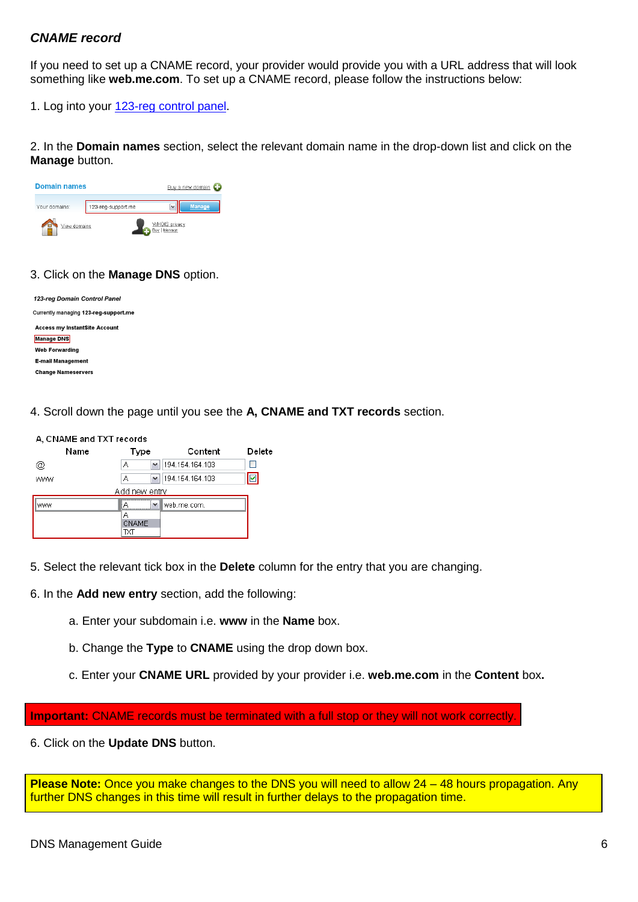### *CNAME record*

If you need to set up a CNAME record, your provider would provide you with a URL address that will look something like **web.me.com**. To set up a CNAME record, please follow the instructions below:

1. Log into your [123-reg control panel](#).

2. In the **Domain names** section, select the relevant domain name in the drop-down list and click on the **Manage** button.

3. Click on the **Manage DNS** option.

4. Scroll down the page until you see the **A, CNAME and TXT records** section.

5. Select the relevant tick box in the **Delete** column for the entry that you are changing.

6. In the **Add new entry** section, add the following:

   a. Enter your subdomain i.e. **www** in the **Name** box.

   b. Change the **Type** to **CNAME** using the drop down box.

   c. Enter your **CNAME URL** provided by your provider i.e. **web.me.com** in the **Content** box**.**

**Important:** CNAME records must be terminated with a full stop or they will not work correctly.

6. Click on the **Update DNS** button.

**Please Note:** Once you make changes to the DNS you will need to allow 24 – 48 hours propagation. Any further DNS changes in this time will result in further delays to the propagation time.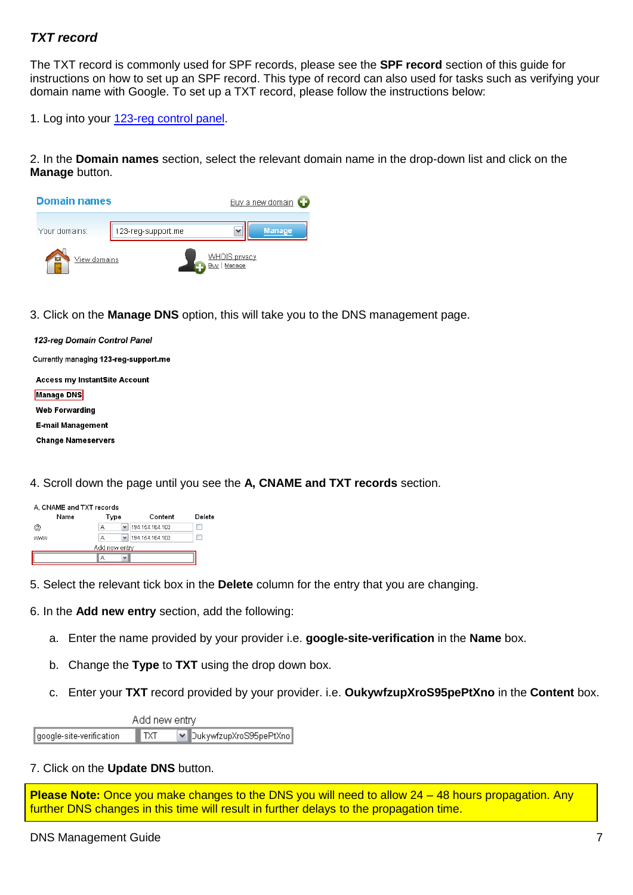### *TXT record*

The TXT record is commonly used for SPF records, please see the **SPF record** section of this guide for instructions on how to set up an SPF record. This type of record can also used for tasks such as verifying your domain name with Google. To set up a TXT record, please follow the instructions below:

1. Log into your 123-reg control panel.

2. In the **Domain names** section, select the relevant domain name in the drop-down list and click on the **Manage** button.

3. Click on the **Manage DNS** option, this will take you to the DNS management page.

4. Scroll down the page until you see the **A, CNAME and TXT records** section.

5. Select the relevant tick box in the **Delete** column for the entry that you are changing.

6. In the **Add new entry** section, add the following:

   a. Enter the name provided by your provider i.e. **google-site-verification** in the **Name** box.

   b. Change the **Type** to **TXT** using the drop down box.

   c. Enter your **TXT** record provided by your provider. i.e. **OukywfzupXroS95pePtXno** in the **Content** box.

7. Click on the **Update DNS** button.

**Please Note:** Once you make changes to the DNS you will need to allow 24 – 48 hours propagation. Any further DNS changes in this time will result in further delays to the propagation time.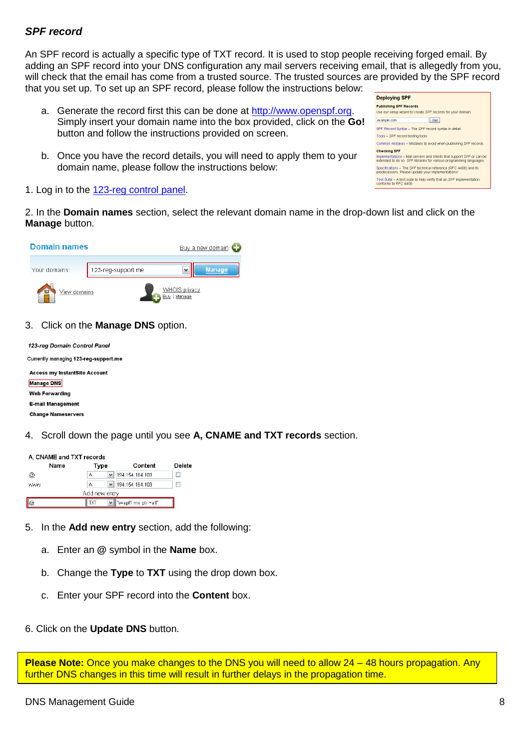### *SPF record*

An SPF record is actually a specific type of TXT record. It is used to stop people receiving forged email. By adding an SPF record into your DNS configuration any mail servers receiving email, that is allegedly from you, will check that the email has come from a trusted source. The trusted sources are provided by the SPF record that you set up. To set up an SPF record, please follow the instructions below:

a. Generate the record first this can be done at [http://www.openspf.org](http://www.openspf.org). Simply insert your domain name into the box provided, click on the **Go!** button and follow the instructions provided on screen.

b. Once you have the record details, you will need to apply them to your domain name, please follow the instructions below:

1. Log in to the [123-reg control panel](#).

2. In the **Domain names** section, select the relevant domain name in the drop-down list and click on the **Manage** button.

3. Click on the **Manage DNS** option.

4. Scroll down the page until you see **A, CNAME and TXT records** section.

5. In the **Add new entry** section, add the following:

   a. Enter an @ symbol in the **Name** box.

   b. Change the **Type** to **TXT** using the drop down box.

   c. Enter your SPF record into the **Content** box.

6. Click on the **Update DNS** button.

**Please Note:** Once you make changes to the DNS you will need to allow 24 – 48 hours propagation. Any further DNS changes in this time will result in further delays in the propagation time.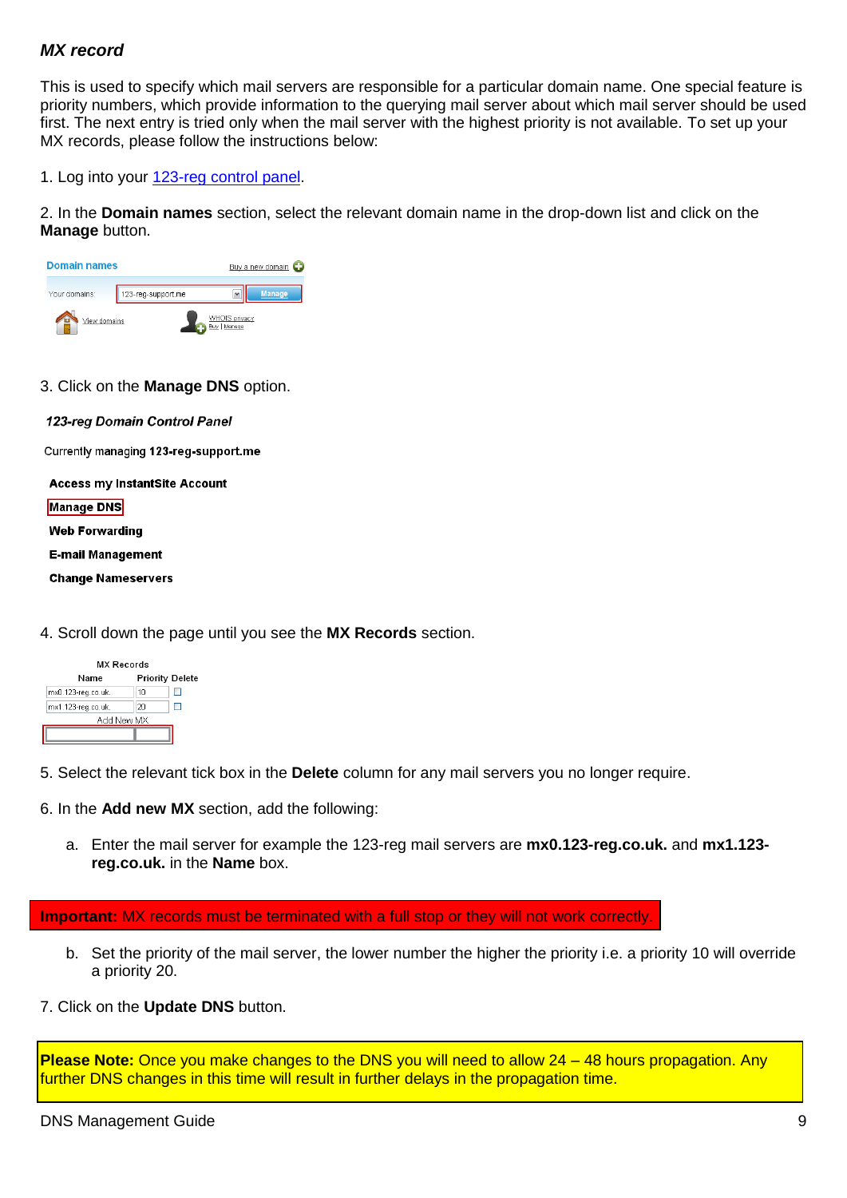### *MX record*

This is used to specify which mail servers are responsible for a particular domain name. One special feature is priority numbers, which provide information to the querying mail server about which mail server should be used first. The next entry is tried only when the mail server with the highest priority is not available. To set up your MX records, please follow the instructions below:

1. Log into your 123-reg control panel.

2. In the **Domain names** section, select the relevant domain name in the drop-down list and click on the **Manage** button.

3. Click on the **Manage DNS** option.

4. Scroll down the page until you see the **MX Records** section.

5. Select the relevant tick box in the **Delete** column for any mail servers you no longer require.

6. In the **Add new MX** section, add the following:

   a. Enter the mail server for example the 123-reg mail servers are **mx0.123-reg.co.uk.** and **mx1.123-reg.co.uk.** in the **Name** box.

**Important:** MX records must be terminated with a full stop or they will not work correctly.

   b. Set the priority of the mail server, the lower number the higher the priority i.e. a priority 10 will override a priority 20.

7. Click on the **Update DNS** button.

**Please Note:** Once you make changes to the DNS you will need to allow 24 – 48 hours propagation. Any further DNS changes in this time will result in further delays in the propagation time.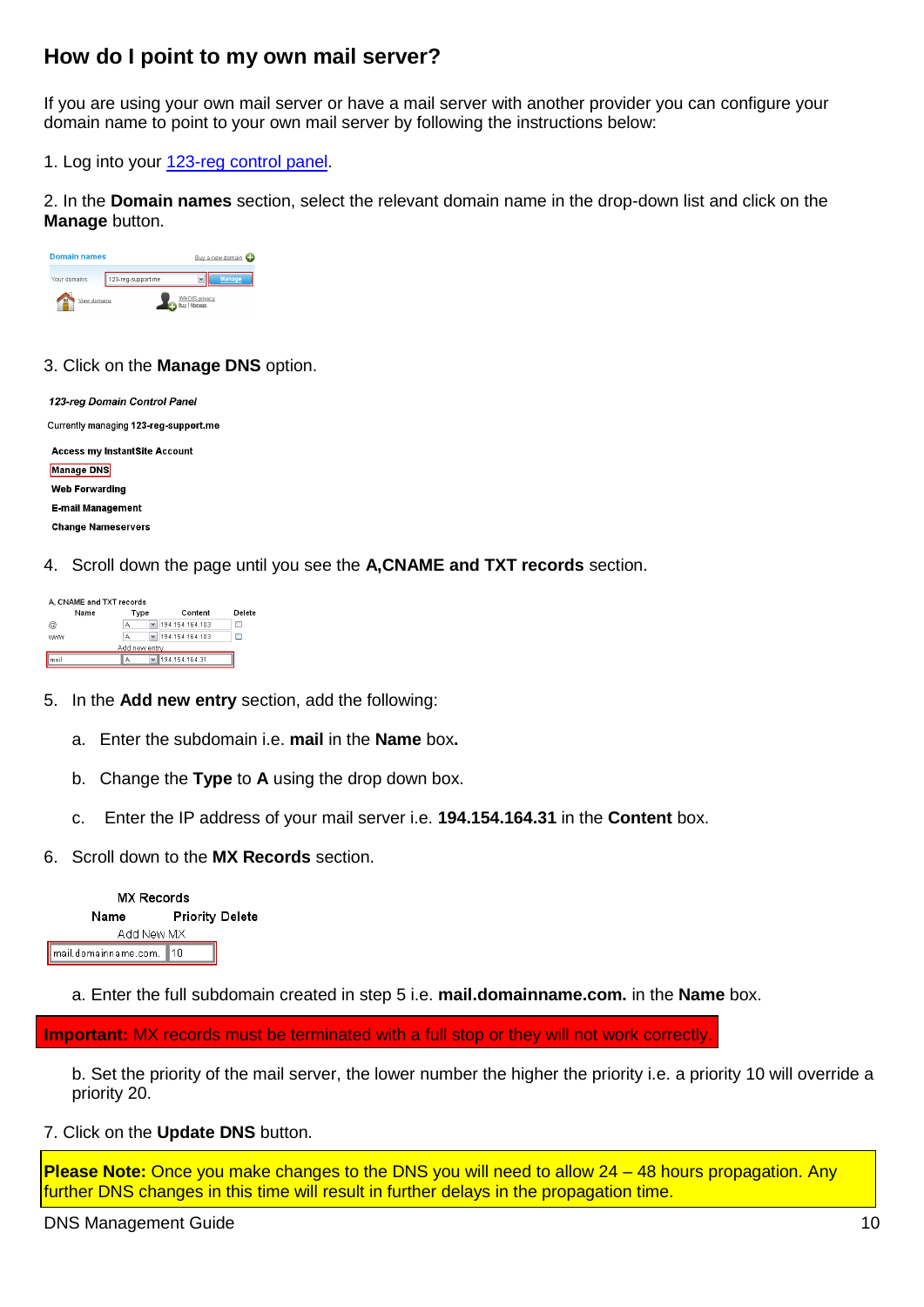## How do I point to my own mail server?

If you are using your own mail server or have a mail server with another provider you can configure your domain name to point to your own mail server by following the instructions below:

1. Log into your [123-reg control panel](123-reg control panel).

2. In the **Domain names** section, select the relevant domain name in the drop-down list and click on the **Manage** button.

3. Click on the **Manage DNS** option.

4. Scroll down the page until you see the **A,CNAME and TXT records** section.

5. In the **Add new entry** section, add the following:

   a. Enter the subdomain i.e. **mail** in the **Name** box**.**

   b. Change the **Type** to **A** using the drop down box.

   c. Enter the IP address of your mail server i.e. **194.154.164.31** in the **Content** box.

6. Scroll down to the **MX Records** section.

   a. Enter the full subdomain created in step 5 i.e. **mail.domainname.com.** in the **Name** box.

**Important:** MX records must be terminated with a full stop or they will not work correctly.

   b. Set the priority of the mail server, the lower number the higher the priority i.e. a priority 10 will override a priority 20.

7. Click on the **Update DNS** button.

**Please Note:** Once you make changes to the DNS you will need to allow 24 – 48 hours propagation. Any further DNS changes in this time will result in further delays in the propagation time.